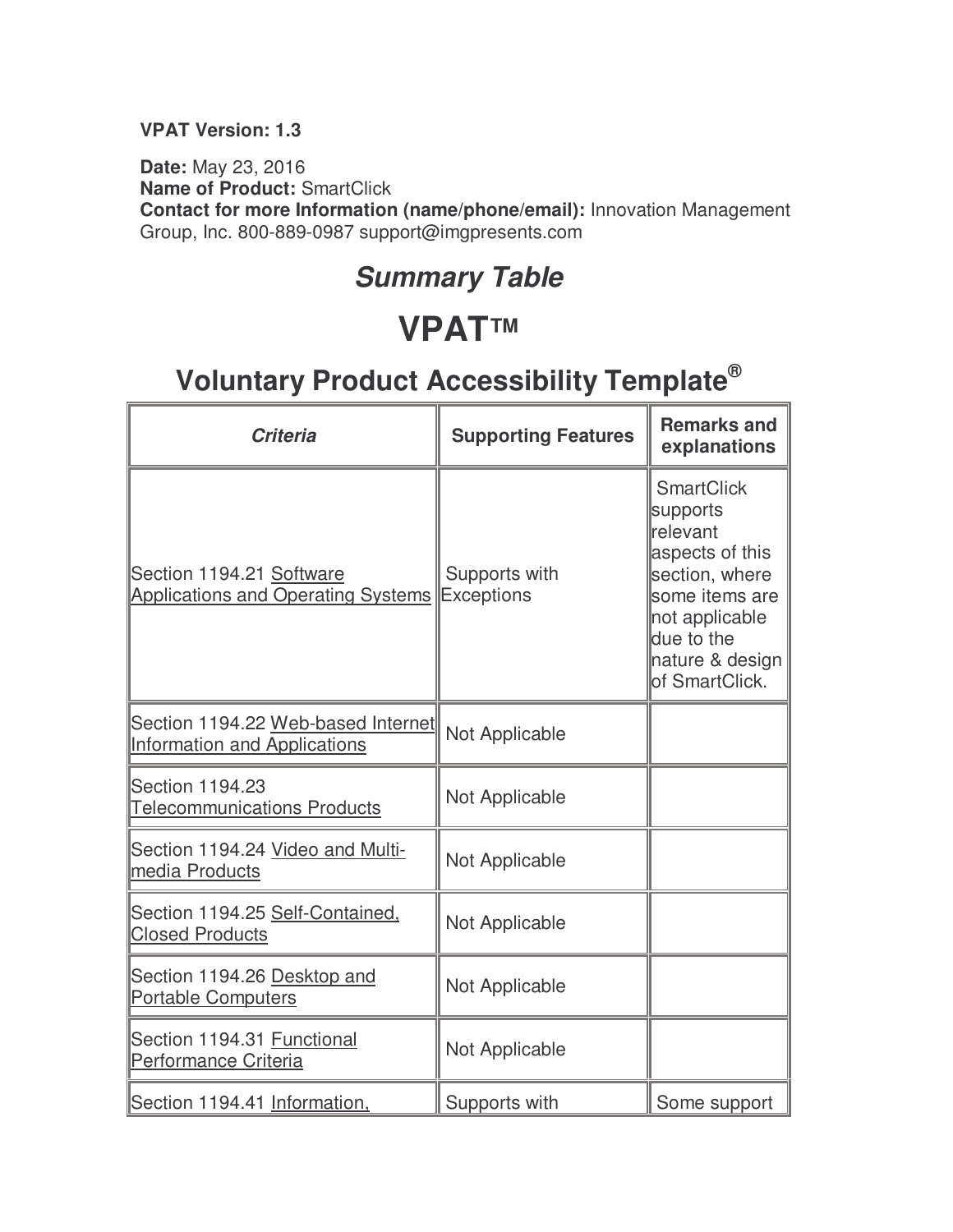**VPAT Version: 1.3**

**Date:** May 23, 2016
**Name of Product:** SmartClick
**Contact for more Information (name/phone/email):** Innovation Management Group, Inc. 800-889-0987 support@imgpresents.com

## *Summary Table*

# VPAT™

## Voluntary Product Accessibility Template®

| *Criteria* | Supporting Features | Remarks and explanations |
|---|---|---|
| Section 1194.21 Software Applications and Operating Systems | Supports with Exceptions | SmartClick supports relevant aspects of this section, where some items are not applicable due to the nature & design of SmartClick. |
| Section 1194.22 Web-based Internet Information and Applications | Not Applicable | |
| Section 1194.23 Telecommunications Products | Not Applicable | |
| Section 1194.24 Video and Multi-media Products | Not Applicable | |
| Section 1194.25 Self-Contained, Closed Products | Not Applicable | |
| Section 1194.26 Desktop and Portable Computers | Not Applicable | |
| Section 1194.31 Functional Performance Criteria | Not Applicable | |
| Section 1194.41 Information, | Supports with | Some support |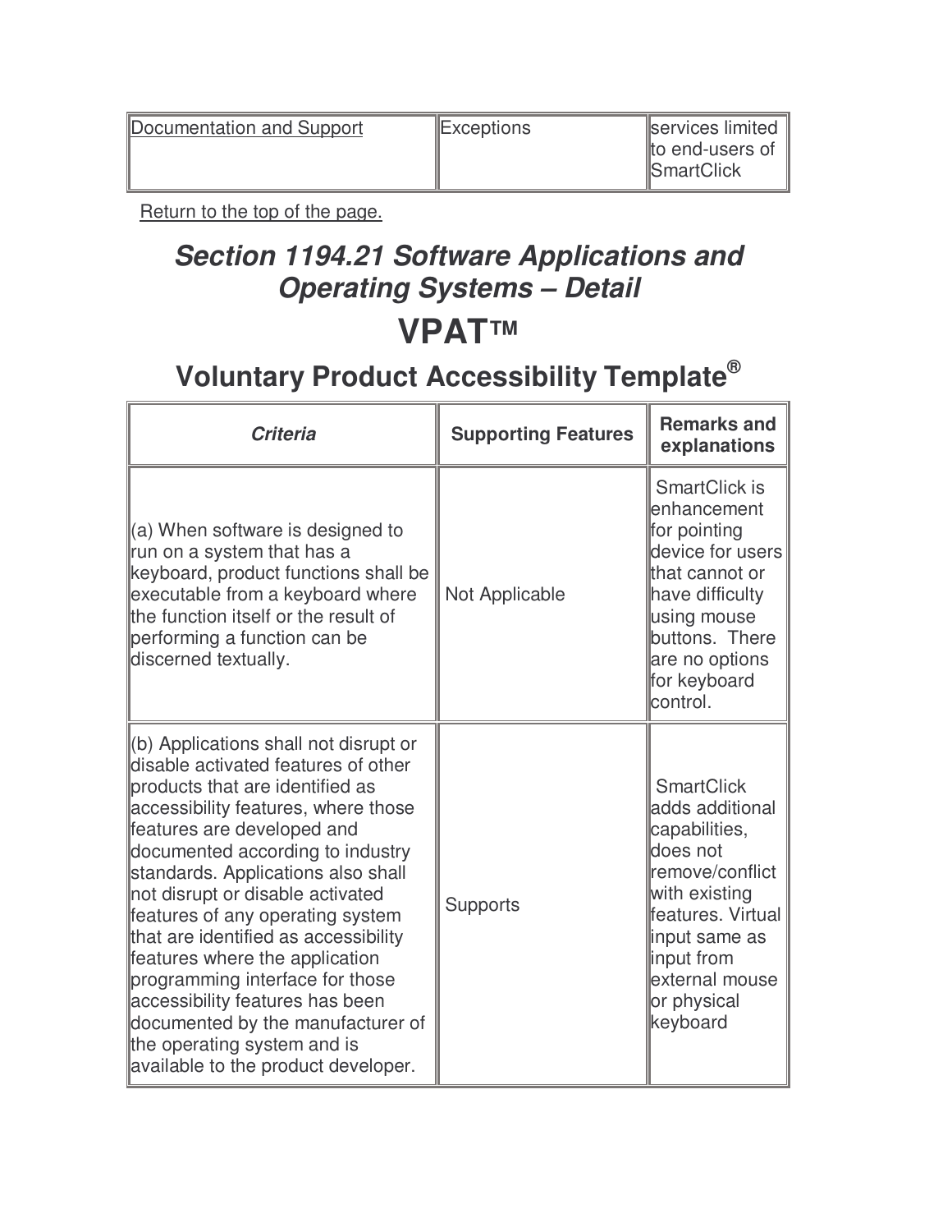| Documentation and Support | Exceptions | services limited to end-users of SmartClick |
|---|---|---|

Return to the top of the page.

## *Section 1194.21 Software Applications and Operating Systems – Detail*

# VPAT™

## Voluntary Product Accessibility Template®

| *Criteria* | Supporting Features | Remarks and explanations |
|---|---|---|
| (a) When software is designed to run on a system that has a keyboard, product functions shall be executable from a keyboard where the function itself or the result of performing a function can be discerned textually. | Not Applicable | SmartClick is enhancement for pointing device for users that cannot or have difficulty using mouse buttons.  There are no options for keyboard control. |
| (b) Applications shall not disrupt or disable activated features of other products that are identified as accessibility features, where those features are developed and documented according to industry standards. Applications also shall not disrupt or disable activated features of any operating system that are identified as accessibility features where the application programming interface for those accessibility features has been documented by the manufacturer of the operating system and is available to the product developer. | Supports | SmartClick adds additional capabilities, does not remove/conflict with existing features. Virtual input same as input from external mouse or physical keyboard |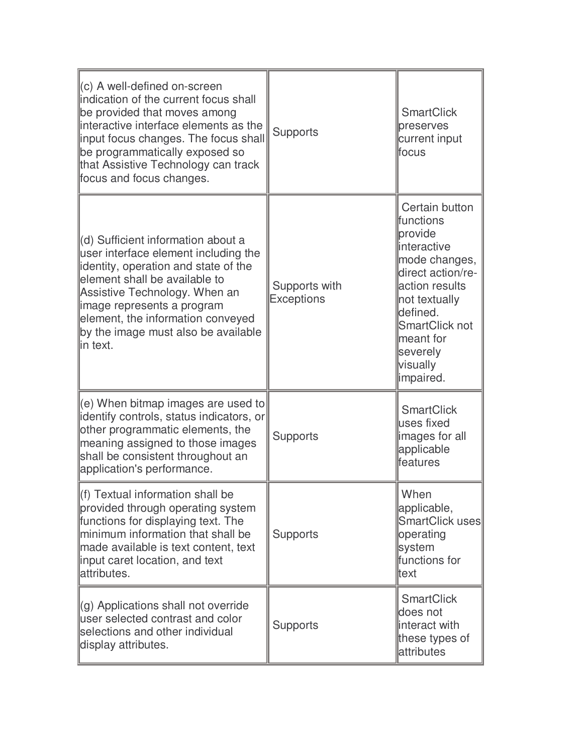| | | |
|---|---|---|
| (c) A well-defined on-screen indication of the current focus shall be provided that moves among interactive interface elements as the input focus changes. The focus shall be programmatically exposed so that Assistive Technology can track focus and focus changes. | Supports | SmartClick preserves current input focus |
| (d) Sufficient information about a user interface element including the identity, operation and state of the element shall be available to Assistive Technology. When an image represents a program element, the information conveyed by the image must also be available in text. | Supports with Exceptions | Certain button functions provide interactive mode changes, direct action/re-action results not textually defined. SmartClick not meant for severely visually impaired. |
| (e) When bitmap images are used to identify controls, status indicators, or other programmatic elements, the meaning assigned to those images shall be consistent throughout an application's performance. | Supports | SmartClick uses fixed images for all applicable features |
| (f) Textual information shall be provided through operating system functions for displaying text. The minimum information that shall be made available is text content, text input caret location, and text attributes. | Supports | When applicable, SmartClick uses operating system functions for text |
| (g) Applications shall not override user selected contrast and color selections and other individual display attributes. | Supports | SmartClick does not interact with these types of attributes |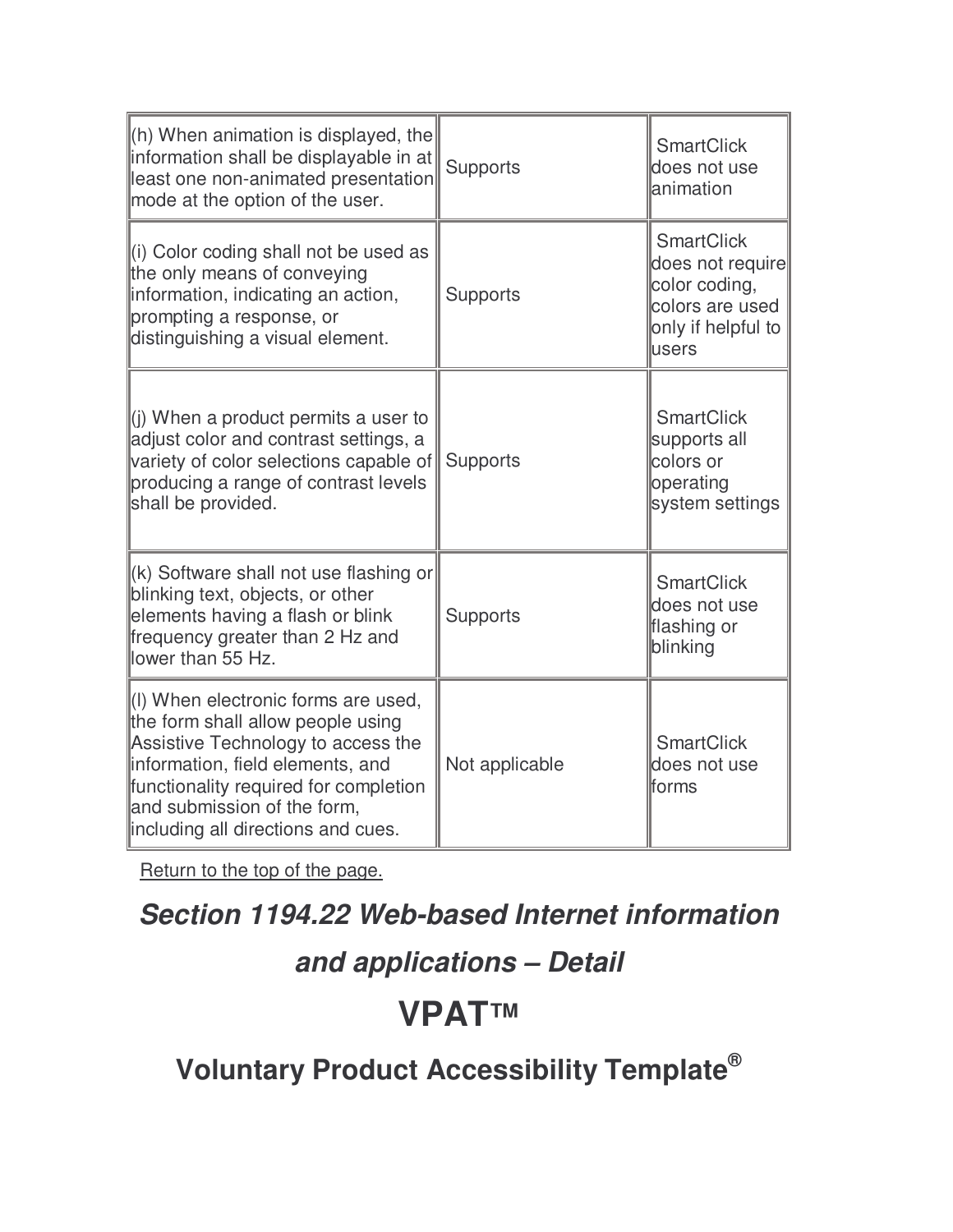| (h) When animation is displayed, the information shall be displayable in at least one non-animated presentation mode at the option of the user. | Supports | SmartClick does not use animation |
|---|---|---|
| (i) Color coding shall not be used as the only means of conveying information, indicating an action, prompting a response, or distinguishing a visual element. | Supports | SmartClick does not require color coding, colors are used only if helpful to users |
| (j) When a product permits a user to adjust color and contrast settings, a variety of color selections capable of producing a range of contrast levels shall be provided. | Supports | SmartClick supports all colors or operating system settings |
| (k) Software shall not use flashing or blinking text, objects, or other elements having a flash or blink frequency greater than 2 Hz and lower than 55 Hz. | Supports | SmartClick does not use flashing or blinking |
| (l) When electronic forms are used, the form shall allow people using Assistive Technology to access the information, field elements, and functionality required for completion and submission of the form, including all directions and cues. | Not applicable | SmartClick does not use forms |

Return to the top of the page.

## *Section 1194.22 Web-based Internet information and applications – Detail*

# VPAT™

## Voluntary Product Accessibility Template®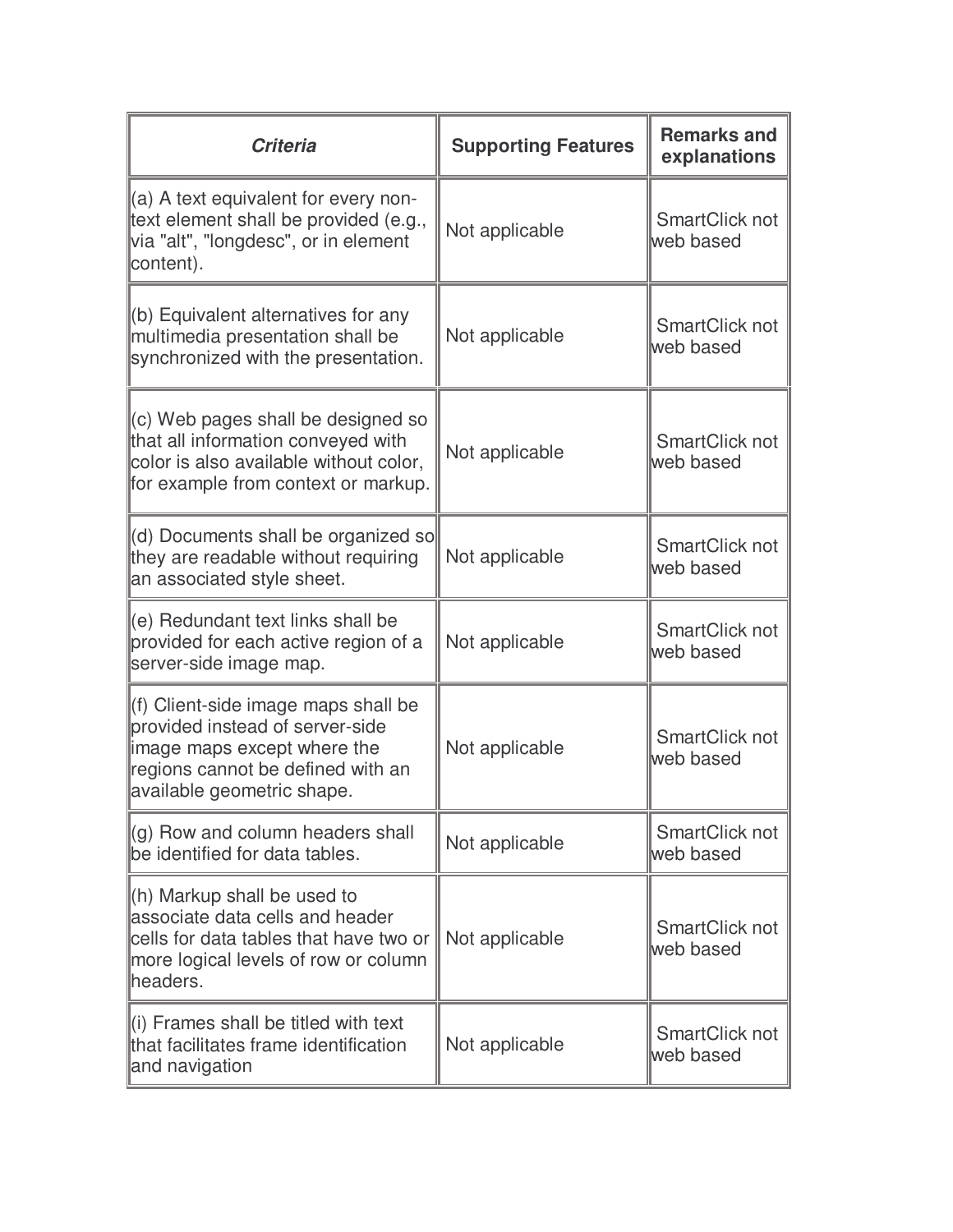| *Criteria* | **Supporting Features** | **Remarks and explanations** |
|---|---|---|
| (a) A text equivalent for every non-text element shall be provided (e.g., via "alt", "longdesc", or in element content). | Not applicable | SmartClick not web based |
| (b) Equivalent alternatives for any multimedia presentation shall be synchronized with the presentation. | Not applicable | SmartClick not web based |
| (c) Web pages shall be designed so that all information conveyed with color is also available without color, for example from context or markup. | Not applicable | SmartClick not web based |
| (d) Documents shall be organized so they are readable without requiring an associated style sheet. | Not applicable | SmartClick not web based |
| (e) Redundant text links shall be provided for each active region of a server-side image map. | Not applicable | SmartClick not web based |
| (f) Client-side image maps shall be provided instead of server-side image maps except where the regions cannot be defined with an available geometric shape. | Not applicable | SmartClick not web based |
| (g) Row and column headers shall be identified for data tables. | Not applicable | SmartClick not web based |
| (h) Markup shall be used to associate data cells and header cells for data tables that have two or more logical levels of row or column headers. | Not applicable | SmartClick not web based |
| (i) Frames shall be titled with text that facilitates frame identification and navigation | Not applicable | SmartClick not web based |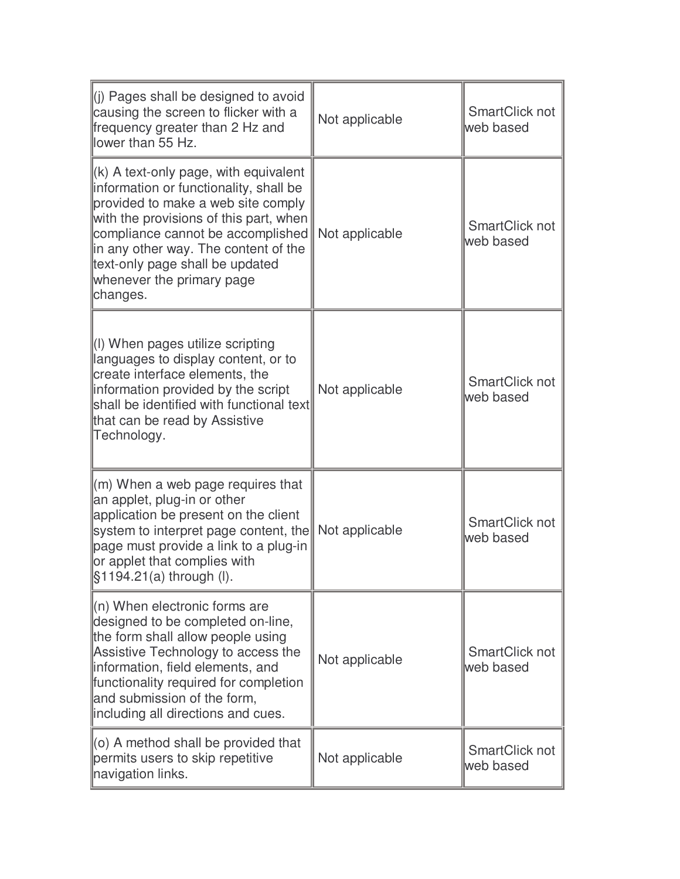| | | |
|---|---|---|
| (j) Pages shall be designed to avoid causing the screen to flicker with a frequency greater than 2 Hz and lower than 55 Hz. | Not applicable | SmartClick not web based |
| (k) A text-only page, with equivalent information or functionality, shall be provided to make a web site comply with the provisions of this part, when compliance cannot be accomplished in any other way. The content of the text-only page shall be updated whenever the primary page changes. | Not applicable | SmartClick not web based |
| (l) When pages utilize scripting languages to display content, or to create interface elements, the information provided by the script shall be identified with functional text that can be read by Assistive Technology. | Not applicable | SmartClick not web based |
| (m) When a web page requires that an applet, plug-in or other application be present on the client system to interpret page content, the page must provide a link to a plug-in or applet that complies with §1194.21(a) through (l). | Not applicable | SmartClick not web based |
| (n) When electronic forms are designed to be completed on-line, the form shall allow people using Assistive Technology to access the information, field elements, and functionality required for completion and submission of the form, including all directions and cues. | Not applicable | SmartClick not web based |
| (o) A method shall be provided that permits users to skip repetitive navigation links. | Not applicable | SmartClick not web based |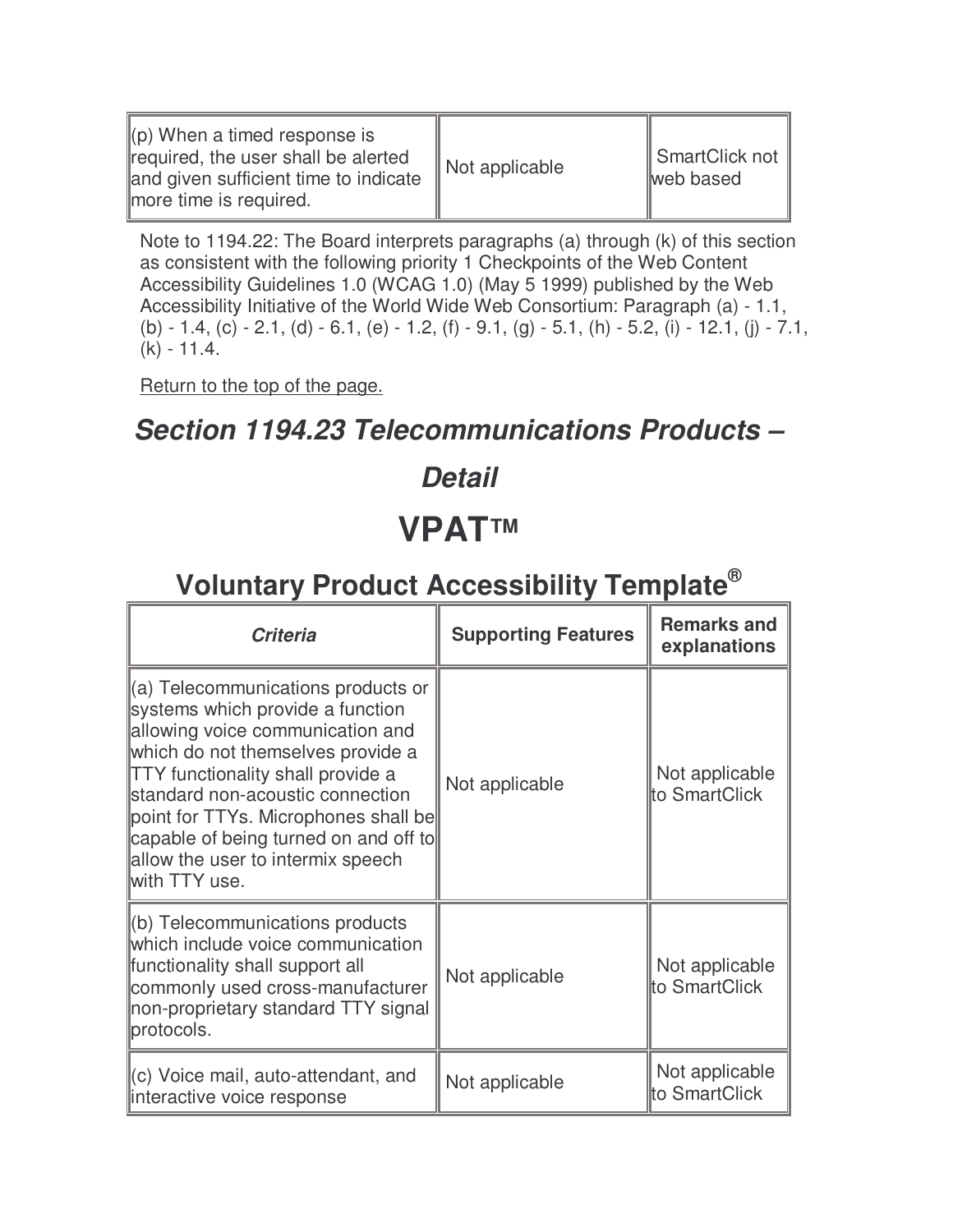| | | |
|---|---|---|
| (p) When a timed response is required, the user shall be alerted and given sufficient time to indicate more time is required. | Not applicable | SmartClick not web based |

Note to 1194.22: The Board interprets paragraphs (a) through (k) of this section as consistent with the following priority 1 Checkpoints of the Web Content Accessibility Guidelines 1.0 (WCAG 1.0) (May 5 1999) published by the Web Accessibility Initiative of the World Wide Web Consortium: Paragraph (a) - 1.1, (b) - 1.4, (c) - 2.1, (d) - 6.1, (e) - 1.2, (f) - 9.1, (g) - 5.1, (h) - 5.2, (i) - 12.1, (j) - 7.1, (k) - 11.4.

Return to the top of the page.

## *Section 1194.23 Telecommunications Products – Detail*

# VPAT™

## Voluntary Product Accessibility Template®

| *Criteria* | Supporting Features | Remarks and explanations |
|---|---|---|
| (a) Telecommunications products or systems which provide a function allowing voice communication and which do not themselves provide a TTY functionality shall provide a standard non-acoustic connection point for TTYs. Microphones shall be capable of being turned on and off to allow the user to intermix speech with TTY use. | Not applicable | Not applicable to SmartClick |
| (b) Telecommunications products which include voice communication functionality shall support all commonly used cross-manufacturer non-proprietary standard TTY signal protocols. | Not applicable | Not applicable to SmartClick |
| (c) Voice mail, auto-attendant, and interactive voice response | Not applicable | Not applicable to SmartClick |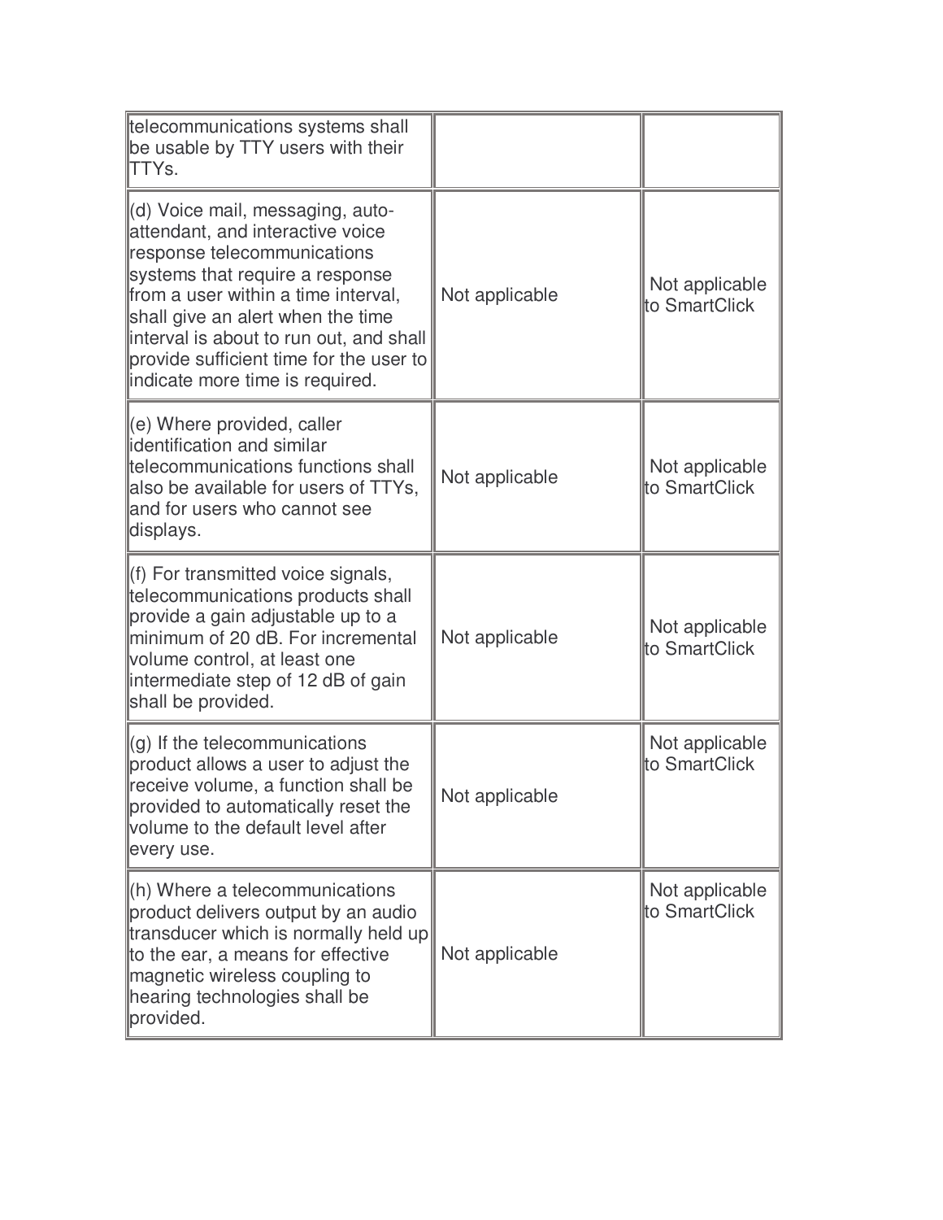| | | |
|---|---|---|
| telecommunications systems shall be usable by TTY users with their TTYs. | | |
| (d) Voice mail, messaging, auto-attendant, and interactive voice response telecommunications systems that require a response from a user within a time interval, shall give an alert when the time interval is about to run out, and shall provide sufficient time for the user to indicate more time is required. | Not applicable | Not applicable to SmartClick |
| (e) Where provided, caller identification and similar telecommunications functions shall also be available for users of TTYs, and for users who cannot see displays. | Not applicable | Not applicable to SmartClick |
| (f) For transmitted voice signals, telecommunications products shall provide a gain adjustable up to a minimum of 20 dB. For incremental volume control, at least one intermediate step of 12 dB of gain shall be provided. | Not applicable | Not applicable to SmartClick |
| (g) If the telecommunications product allows a user to adjust the receive volume, a function shall be provided to automatically reset the volume to the default level after every use. | Not applicable | Not applicable to SmartClick |
| (h) Where a telecommunications product delivers output by an audio transducer which is normally held up to the ear, a means for effective magnetic wireless coupling to hearing technologies shall be provided. | Not applicable | Not applicable to SmartClick |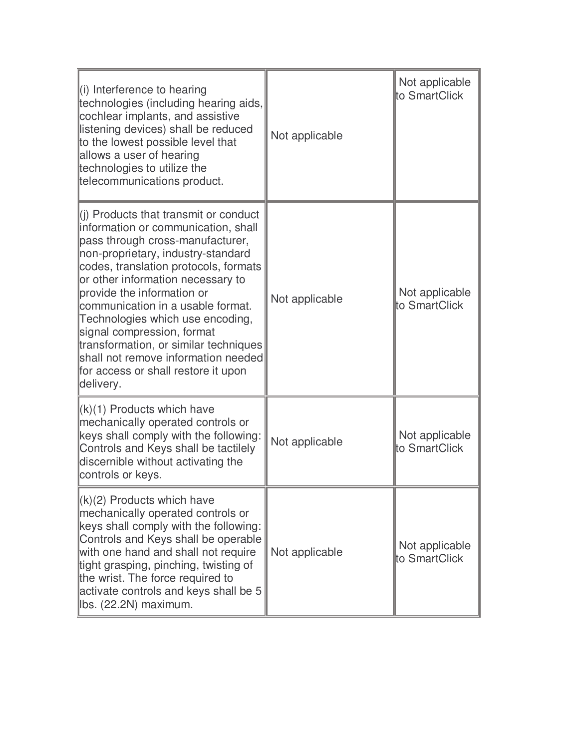| | | |
|---|---|---|
| (i) Interference to hearing technologies (including hearing aids, cochlear implants, and assistive listening devices) shall be reduced to the lowest possible level that allows a user of hearing technologies to utilize the telecommunications product. | Not applicable | Not applicable to SmartClick |
| (j) Products that transmit or conduct information or communication, shall pass through cross-manufacturer, non-proprietary, industry-standard codes, translation protocols, formats or other information necessary to provide the information or communication in a usable format. Technologies which use encoding, signal compression, format transformation, or similar techniques shall not remove information needed for access or shall restore it upon delivery. | Not applicable | Not applicable to SmartClick |
| (k)(1) Products which have mechanically operated controls or keys shall comply with the following: Controls and Keys shall be tactilely discernible without activating the controls or keys. | Not applicable | Not applicable to SmartClick |
| (k)(2) Products which have mechanically operated controls or keys shall comply with the following: Controls and Keys shall be operable with one hand and shall not require tight grasping, pinching, twisting of the wrist. The force required to activate controls and keys shall be 5 lbs. (22.2N) maximum. | Not applicable | Not applicable to SmartClick |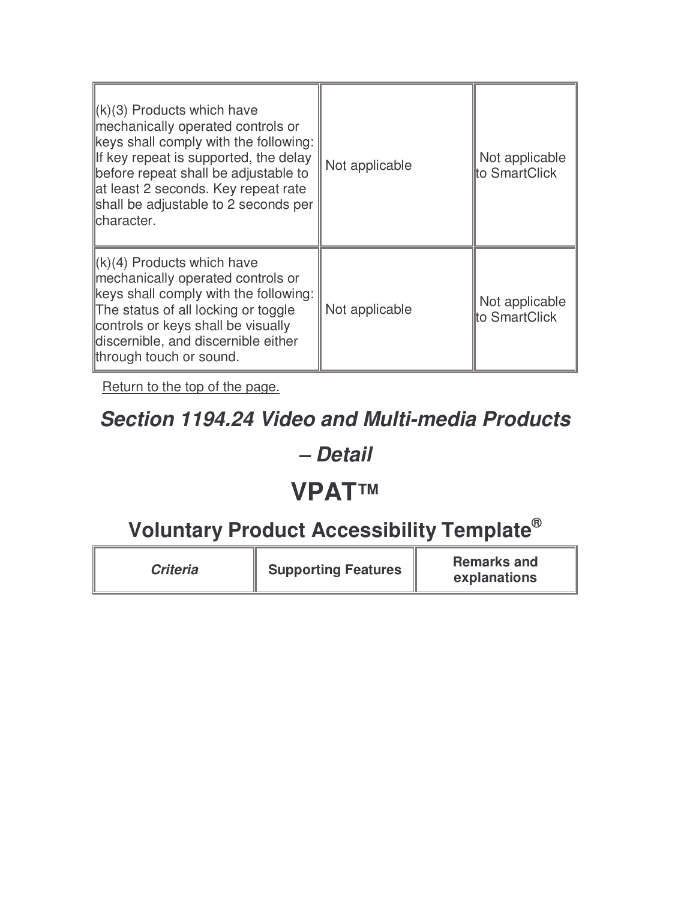| | | |
|---|---|---|
| (k)(3) Products which have mechanically operated controls or keys shall comply with the following: If key repeat is supported, the delay before repeat shall be adjustable to at least 2 seconds. Key repeat rate shall be adjustable to 2 seconds per character. | Not applicable | Not applicable to SmartClick |
| (k)(4) Products which have mechanically operated controls or keys shall comply with the following: The status of all locking or toggle controls or keys shall be visually discernible, and discernible either through touch or sound. | Not applicable | Not applicable to SmartClick |

Return to the top of the page.

## *Section 1194.24 Video and Multi-media Products – Detail*

# VPAT™

## Voluntary Product Accessibility Template®

| *Criteria* | Supporting Features | Remarks and explanations |
|---|---|---|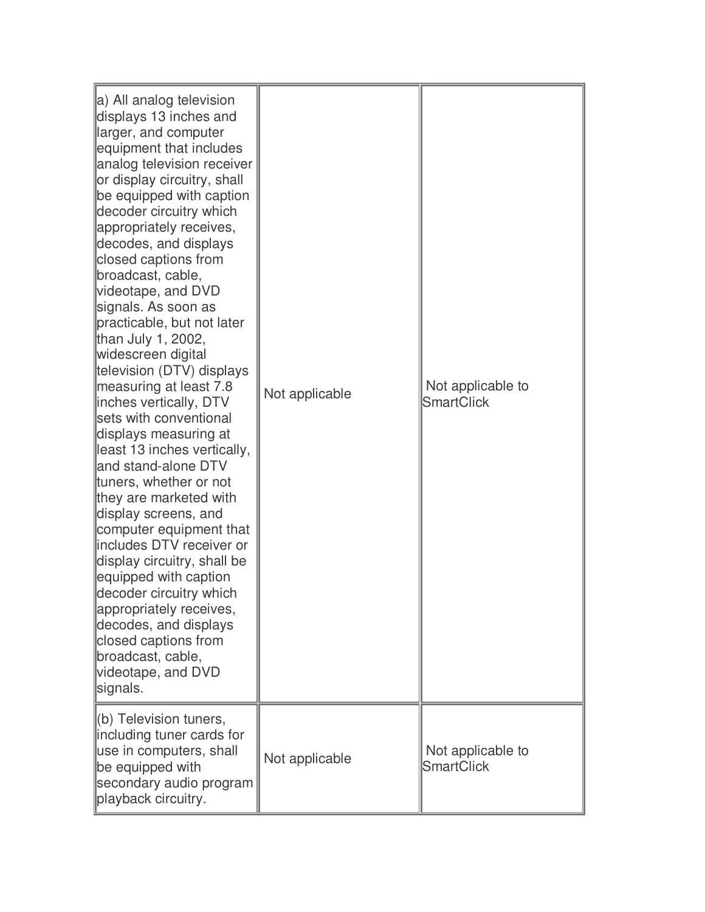| | | |
|---|---|---|
| a) All analog television displays 13 inches and larger, and computer equipment that includes analog television receiver or display circuitry, shall be equipped with caption decoder circuitry which appropriately receives, decodes, and displays closed captions from broadcast, cable, videotape, and DVD signals. As soon as practicable, but not later than July 1, 2002, widescreen digital television (DTV) displays measuring at least 7.8 inches vertically, DTV sets with conventional displays measuring at least 13 inches vertically, and stand-alone DTV tuners, whether or not they are marketed with display screens, and computer equipment that includes DTV receiver or display circuitry, shall be equipped with caption decoder circuitry which appropriately receives, decodes, and displays closed captions from broadcast, cable, videotape, and DVD signals. | Not applicable | Not applicable to SmartClick |
| (b) Television tuners, including tuner cards for use in computers, shall be equipped with secondary audio program playback circuitry. | Not applicable | Not applicable to SmartClick |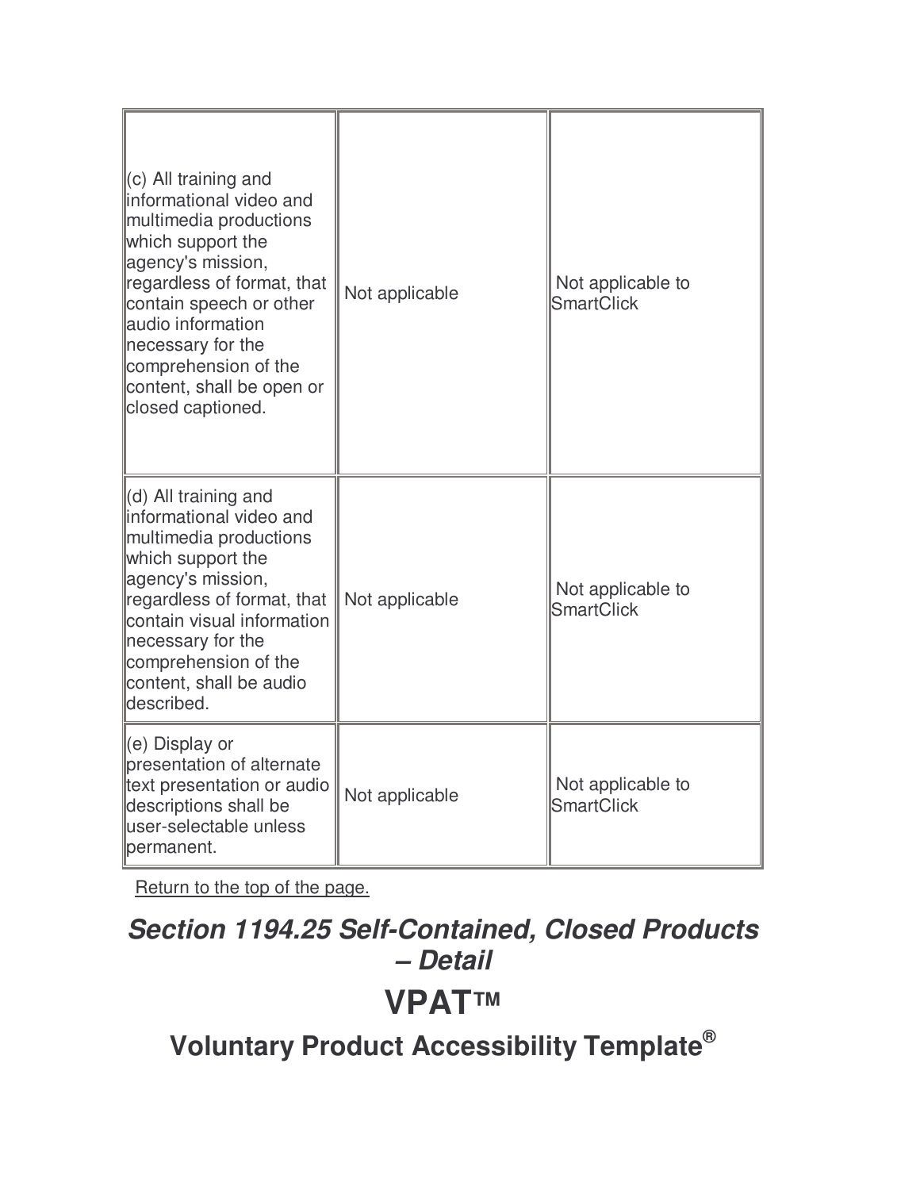| | | |
|---|---|---|
| (c) All training and informational video and multimedia productions which support the agency's mission, regardless of format, that contain speech or other audio information necessary for the comprehension of the content, shall be open or closed captioned. | Not applicable | Not applicable to SmartClick |
| (d) All training and informational video and multimedia productions which support the agency's mission, regardless of format, that contain visual information necessary for the comprehension of the content, shall be audio described. | Not applicable | Not applicable to SmartClick |
| (e) Display or presentation of alternate text presentation or audio descriptions shall be user-selectable unless permanent. | Not applicable | Not applicable to SmartClick |

Return to the top of the page.

## *Section 1194.25 Self-Contained, Closed Products – Detail*

# VPAT™

## Voluntary Product Accessibility Template®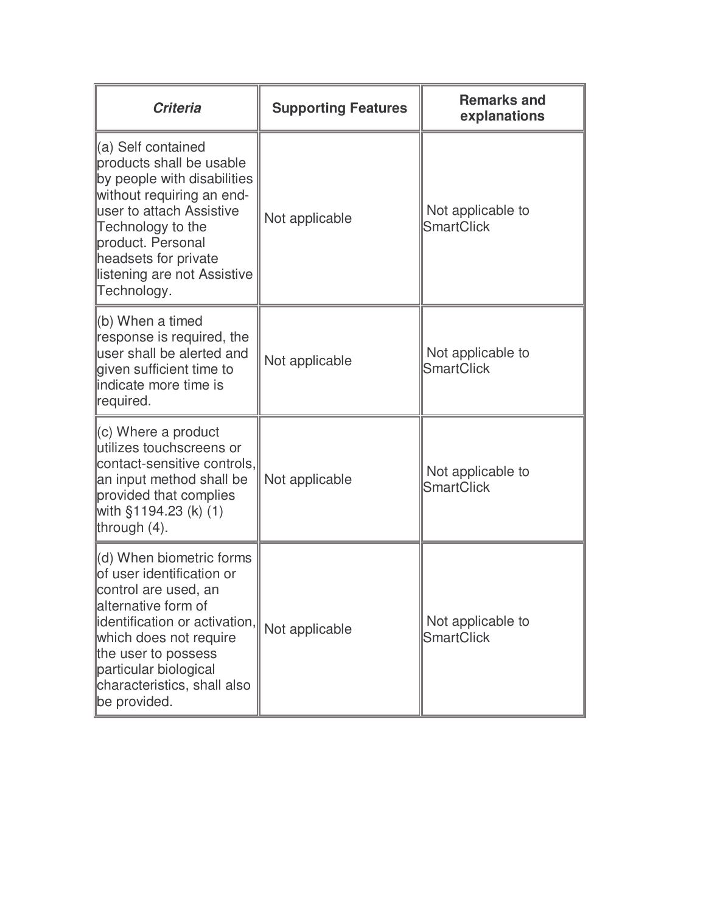| *Criteria* | **Supporting Features** | **Remarks and explanations** |
|---|---|---|
| (a) Self contained products shall be usable by people with disabilities without requiring an end-user to attach Assistive Technology to the product. Personal headsets for private listening are not Assistive Technology. | Not applicable | Not applicable to SmartClick |
| (b) When a timed response is required, the user shall be alerted and given sufficient time to indicate more time is required. | Not applicable | Not applicable to SmartClick |
| (c) Where a product utilizes touchscreens or contact-sensitive controls, an input method shall be provided that complies with §1194.23 (k) (1) through (4). | Not applicable | Not applicable to SmartClick |
| (d) When biometric forms of user identification or control are used, an alternative form of identification or activation, which does not require the user to possess particular biological characteristics, shall also be provided. | Not applicable | Not applicable to SmartClick |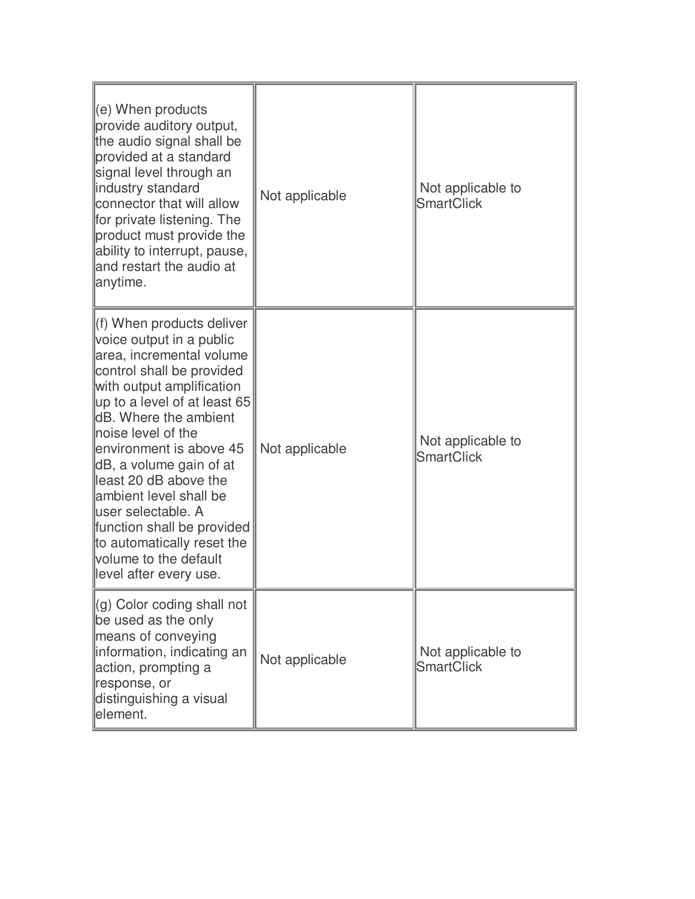| | | |
|---|---|---|
| (e) When products provide auditory output, the audio signal shall be provided at a standard signal level through an industry standard connector that will allow for private listening. The product must provide the ability to interrupt, pause, and restart the audio at anytime. | Not applicable | Not applicable to SmartClick |
| (f) When products deliver voice output in a public area, incremental volume control shall be provided with output amplification up to a level of at least 65 dB. Where the ambient noise level of the environment is above 45 dB, a volume gain of at least 20 dB above the ambient level shall be user selectable. A function shall be provided to automatically reset the volume to the default level after every use. | Not applicable | Not applicable to SmartClick |
| (g) Color coding shall not be used as the only means of conveying information, indicating an action, prompting a response, or distinguishing a visual element. | Not applicable | Not applicable to SmartClick |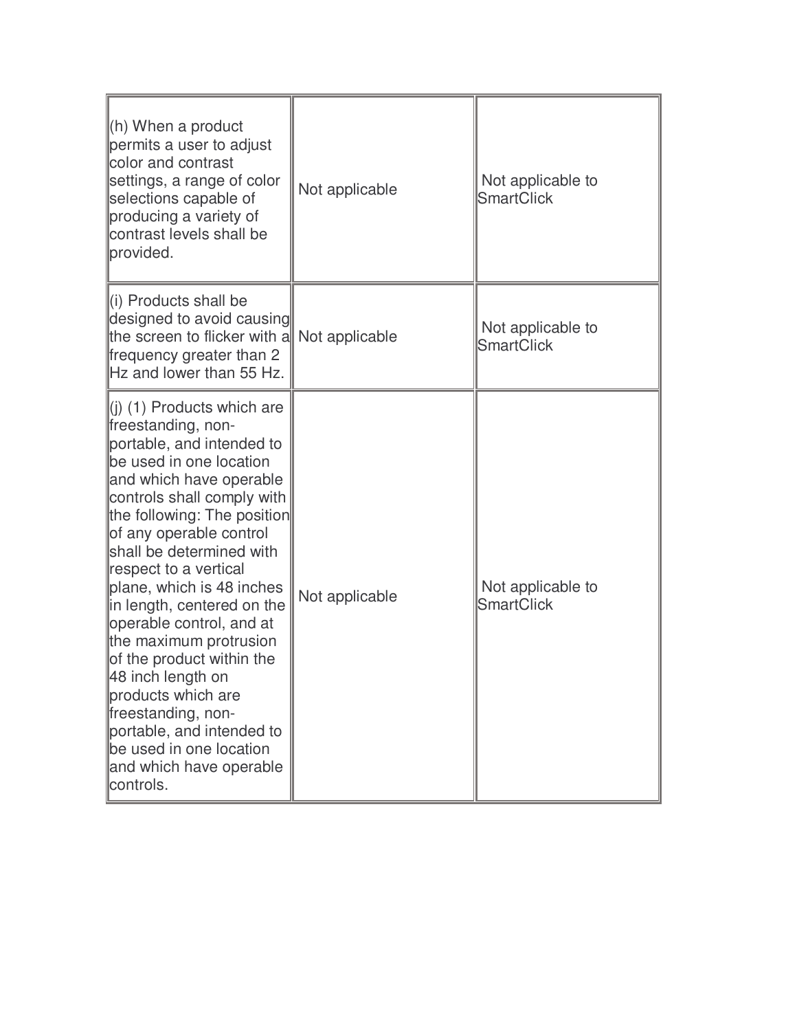| | | |
|---|---|---|
| (h) When a product permits a user to adjust color and contrast settings, a range of color selections capable of producing a variety of contrast levels shall be provided. | Not applicable | Not applicable to SmartClick |
| (i) Products shall be designed to avoid causing the screen to flicker with a frequency greater than 2 Hz and lower than 55 Hz. | Not applicable | Not applicable to SmartClick |
| (j) (1) Products which are freestanding, non-portable, and intended to be used in one location and which have operable controls shall comply with the following: The position of any operable control shall be determined with respect to a vertical plane, which is 48 inches in length, centered on the operable control, and at the maximum protrusion of the product within the 48 inch length on products which are freestanding, non-portable, and intended to be used in one location and which have operable controls. | Not applicable | Not applicable to SmartClick |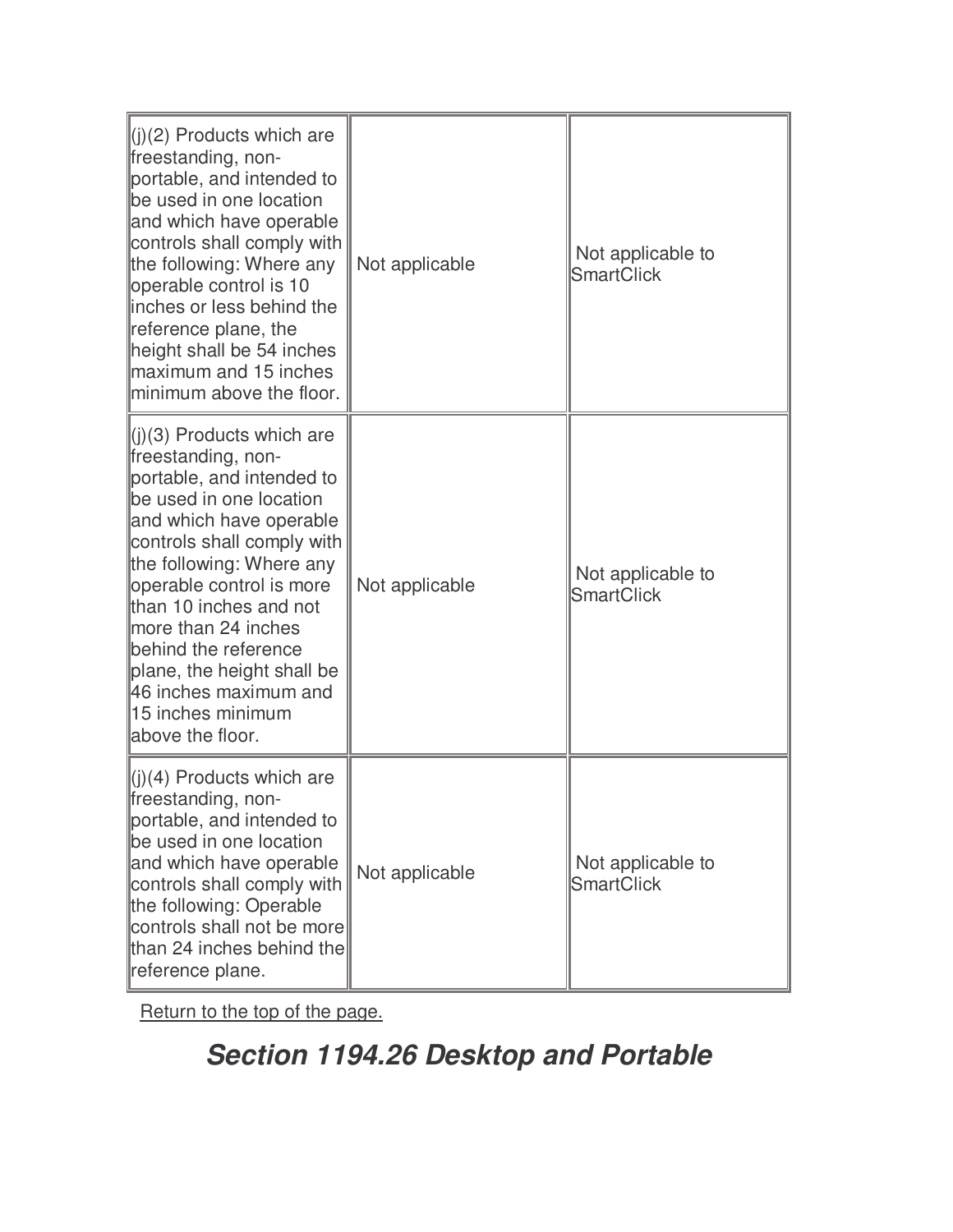| | | |
|---|---|---|
| (j)(2) Products which are freestanding, non-portable, and intended to be used in one location and which have operable controls shall comply with the following: Where any operable control is 10 inches or less behind the reference plane, the height shall be 54 inches maximum and 15 inches minimum above the floor. | Not applicable | Not applicable to SmartClick |
| (j)(3) Products which are freestanding, non-portable, and intended to be used in one location and which have operable controls shall comply with the following: Where any operable control is more than 10 inches and not more than 24 inches behind the reference plane, the height shall be 46 inches maximum and 15 inches minimum above the floor. | Not applicable | Not applicable to SmartClick |
| (j)(4) Products which are freestanding, non-portable, and intended to be used in one location and which have operable controls shall comply with the following: Operable controls shall not be more than 24 inches behind the reference plane. | Not applicable | Not applicable to SmartClick |

Return to the top of the page.

## *Section 1194.26 Desktop and Portable*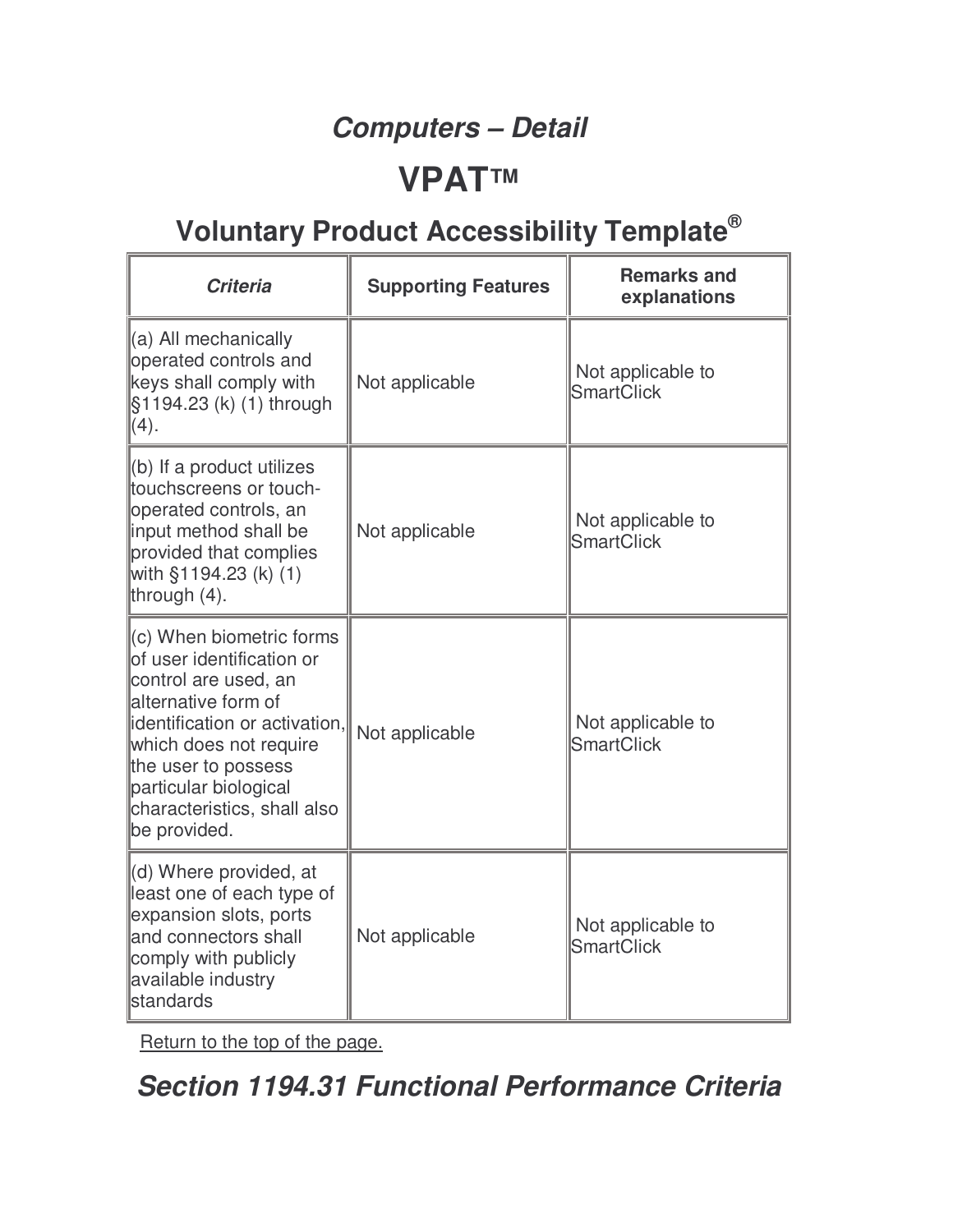## *Computers – Detail*

# VPAT™

## Voluntary Product Accessibility Template®

| *Criteria* | **Supporting Features** | **Remarks and explanations** |
|---|---|---|
| (a) All mechanically operated controls and keys shall comply with §1194.23 (k) (1) through (4). | Not applicable | Not applicable to SmartClick |
| (b) If a product utilizes touchscreens or touch-operated controls, an input method shall be provided that complies with §1194.23 (k) (1) through (4). | Not applicable | Not applicable to SmartClick |
| (c) When biometric forms of user identification or control are used, an alternative form of identification or activation, which does not require the user to possess particular biological characteristics, shall also be provided. | Not applicable | Not applicable to SmartClick |
| (d) Where provided, at least one of each type of expansion slots, ports and connectors shall comply with publicly available industry standards | Not applicable | Not applicable to SmartClick |

Return to the top of the page.

## *Section 1194.31 Functional Performance Criteria*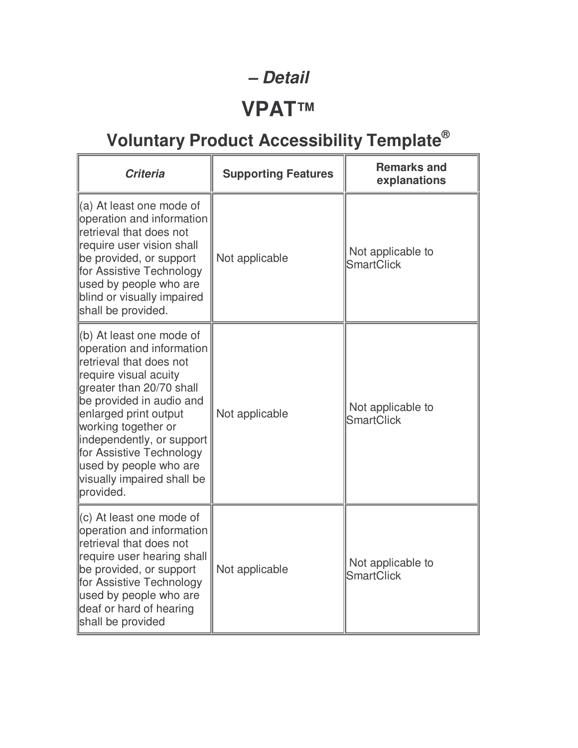## *– Detail*

# VPAT™

## Voluntary Product Accessibility Template®

| *Criteria* | Supporting Features | Remarks and explanations |
| --- | --- | --- |
| (a) At least one mode of operation and information retrieval that does not require user vision shall be provided, or support for Assistive Technology used by people who are blind or visually impaired shall be provided. | Not applicable | Not applicable to SmartClick |
| (b) At least one mode of operation and information retrieval that does not require visual acuity greater than 20/70 shall be provided in audio and enlarged print output working together or independently, or support for Assistive Technology used by people who are visually impaired shall be provided. | Not applicable | Not applicable to SmartClick |
| (c) At least one mode of operation and information retrieval that does not require user hearing shall be provided, or support for Assistive Technology used by people who are deaf or hard of hearing shall be provided | Not applicable | Not applicable to SmartClick |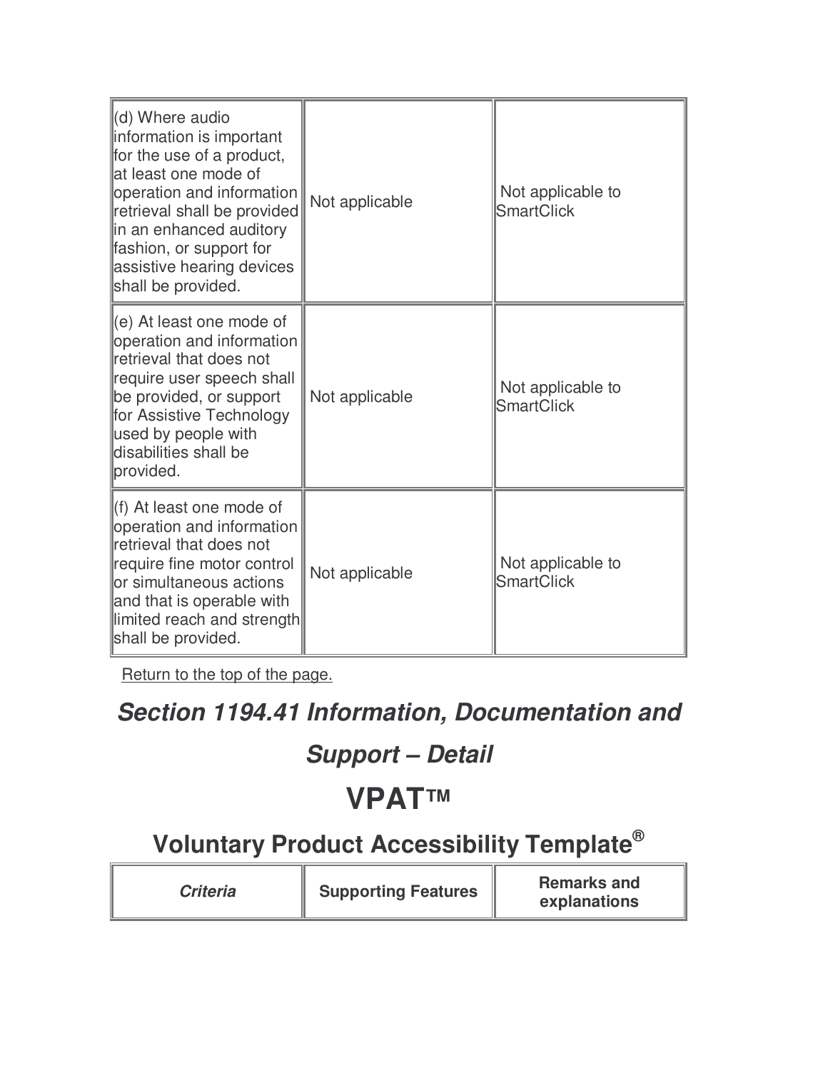| (d) Where audio information is important for the use of a product, at least one mode of operation and information retrieval shall be provided in an enhanced auditory fashion, or support for assistive hearing devices shall be provided. | Not applicable | Not applicable to SmartClick |
|---|---|---|
| (e) At least one mode of operation and information retrieval that does not require user speech shall be provided, or support for Assistive Technology used by people with disabilities shall be provided. | Not applicable | Not applicable to SmartClick |
| (f) At least one mode of operation and information retrieval that does not require fine motor control or simultaneous actions and that is operable with limited reach and strength shall be provided. | Not applicable | Not applicable to SmartClick |

Return to the top of the page.

## *Section 1194.41 Information, Documentation and Support – Detail*

# VPAT™

## Voluntary Product Accessibility Template®

| *Criteria* | Supporting Features | Remarks and explanations |
|---|---|---|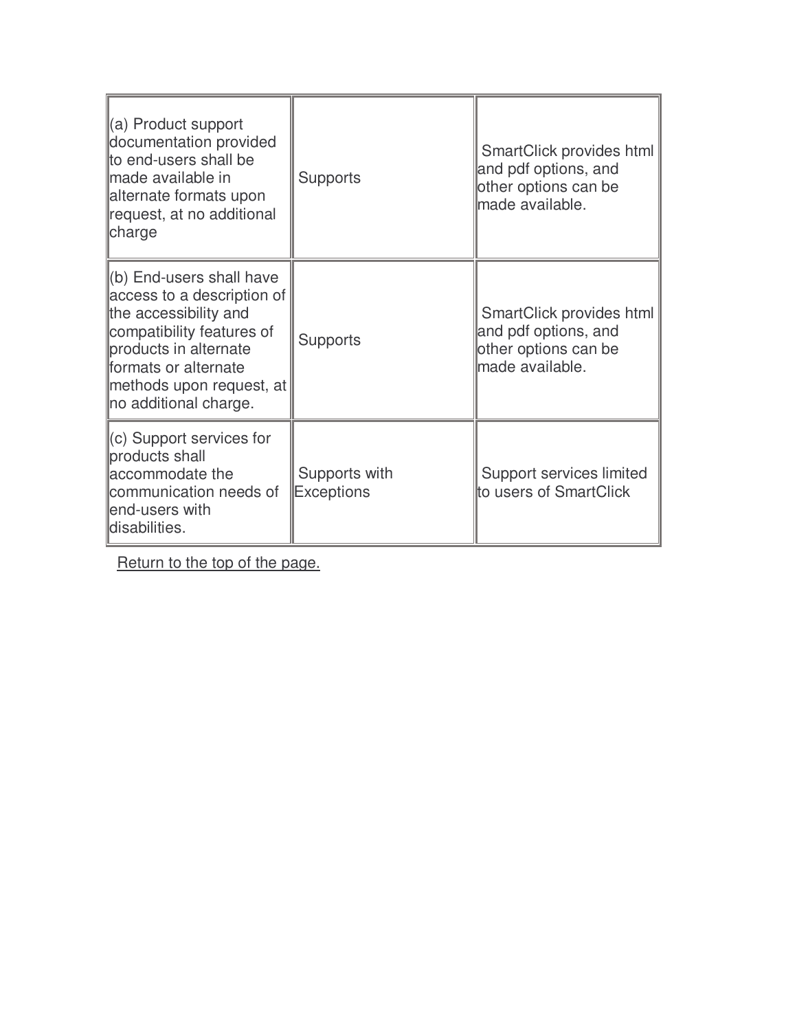| | | |
|---|---|---|
| (a) Product support documentation provided to end-users shall be made available in alternate formats upon request, at no additional charge | Supports | SmartClick provides html and pdf options, and other options can be made available. |
| (b) End-users shall have access to a description of the accessibility and compatibility features of products in alternate formats or alternate methods upon request, at no additional charge. | Supports | SmartClick provides html and pdf options, and other options can be made available. |
| (c) Support services for products shall accommodate the communication needs of end-users with disabilities. | Supports with Exceptions | Support services limited to users of SmartClick |

Return to the top of the page.